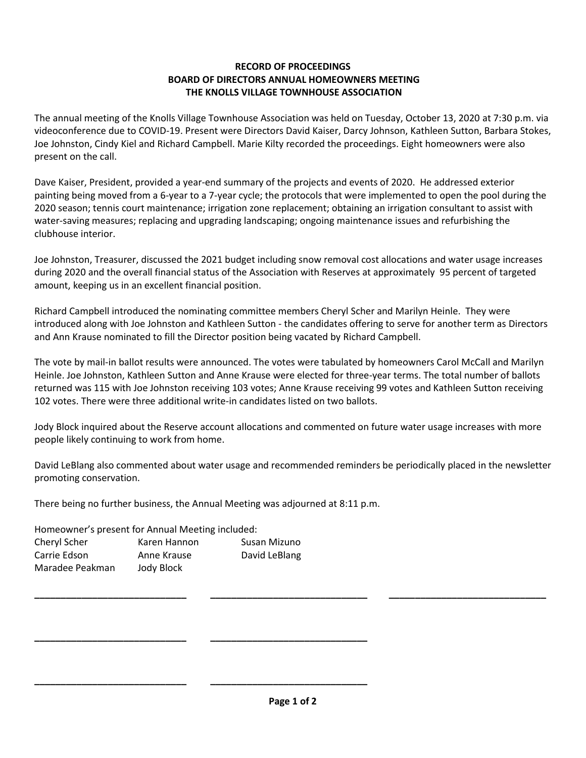**RECORD OF PROCEEDINGS**
**BOARD OF DIRECTORS ANNUAL HOMEOWNERS MEETING**
**THE KNOLLS VILLAGE TOWNHOUSE ASSOCIATION**

The annual meeting of the Knolls Village Townhouse Association was held on Tuesday, October 13, 2020 at 7:30 p.m. via videoconference due to COVID-19. Present were Directors David Kaiser, Darcy Johnson, Kathleen Sutton, Barbara Stokes, Joe Johnston, Cindy Kiel and Richard Campbell. Marie Kilty recorded the proceedings. Eight homeowners were also present on the call.

Dave Kaiser, President, provided a year-end summary of the projects and events of 2020. He addressed exterior painting being moved from a 6-year to a 7-year cycle; the protocols that were implemented to open the pool during the 2020 season; tennis court maintenance; irrigation zone replacement; obtaining an irrigation consultant to assist with water-saving measures; replacing and upgrading landscaping; ongoing maintenance issues and refurbishing the clubhouse interior.

Joe Johnston, Treasurer, discussed the 2021 budget including snow removal cost allocations and water usage increases during 2020 and the overall financial status of the Association with Reserves at approximately 95 percent of targeted amount, keeping us in an excellent financial position.

Richard Campbell introduced the nominating committee members Cheryl Scher and Marilyn Heinle. They were introduced along with Joe Johnston and Kathleen Sutton - the candidates offering to serve for another term as Directors and Ann Krause nominated to fill the Director position being vacated by Richard Campbell.

The vote by mail-in ballot results were announced. The votes were tabulated by homeowners Carol McCall and Marilyn Heinle. Joe Johnston, Kathleen Sutton and Anne Krause were elected for three-year terms. The total number of ballots returned was 115 with Joe Johnston receiving 103 votes; Anne Krause receiving 99 votes and Kathleen Sutton receiving 102 votes. There were three additional write-in candidates listed on two ballots.

Jody Block inquired about the Reserve account allocations and commented on future water usage increases with more people likely continuing to work from home.

David LeBlang also commented about water usage and recommended reminders be periodically placed in the newsletter promoting conservation.

There being no further business, the Annual Meeting was adjourned at 8:11 p.m.

Homeowner's present for Annual Meeting included:

| | | |
|---|---|---|
| Cheryl Scher | Karen Hannon | Susan Mizuno |
| Carrie Edson | Anne Krause | David LeBlang |
| Maradee Peakman | Jody Block | |

\_\_\_\_\_\_\_\_\_\_\_\_\_\_\_\_\_\_\_\_\_\_\_\_\_\_\_\_ \_\_\_\_\_\_\_\_\_\_\_\_\_\_\_\_\_\_\_\_\_\_\_\_\_\_\_\_ \_\_\_\_\_\_\_\_\_\_\_\_\_\_\_\_\_\_\_\_\_\_\_\_\_\_\_\_

\_\_\_\_\_\_\_\_\_\_\_\_\_\_\_\_\_\_\_\_\_\_\_\_\_\_\_\_ \_\_\_\_\_\_\_\_\_\_\_\_\_\_\_\_\_\_\_\_\_\_\_\_\_\_\_\_

\_\_\_\_\_\_\_\_\_\_\_\_\_\_\_\_\_\_\_\_\_\_\_\_\_\_\_\_ \_\_\_\_\_\_\_\_\_\_\_\_\_\_\_\_\_\_\_\_\_\_\_\_\_\_\_\_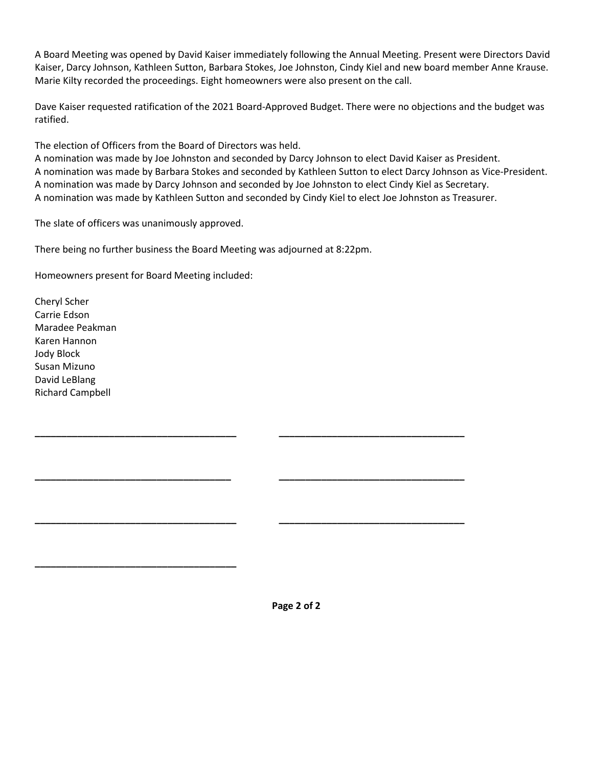A Board Meeting was opened by David Kaiser immediately following the Annual Meeting. Present were Directors David Kaiser, Darcy Johnson, Kathleen Sutton, Barbara Stokes, Joe Johnston, Cindy Kiel and new board member Anne Krause. Marie Kilty recorded the proceedings. Eight homeowners were also present on the call.

Dave Kaiser requested ratification of the 2021 Board-Approved Budget. There were no objections and the budget was ratified.

The election of Officers from the Board of Directors was held.
A nomination was made by Joe Johnston and seconded by Darcy Johnson to elect David Kaiser as President.
A nomination was made by Barbara Stokes and seconded by Kathleen Sutton to elect Darcy Johnson as Vice-President.
A nomination was made by Darcy Johnson and seconded by Joe Johnston to elect Cindy Kiel as Secretary.
A nomination was made by Kathleen Sutton and seconded by Cindy Kiel to elect Joe Johnston as Treasurer.

The slate of officers was unanimously approved.

There being no further business the Board Meeting was adjourned at 8:22pm.

Homeowners present for Board Meeting included:

Cheryl Scher
Carrie Edson
Maradee Peakman
Karen Hannon
Jody Block
Susan Mizuno
David LeBlang
Richard Campbell

___________________________________ ___________________________________

___________________________________ ___________________________________

___________________________________ ___________________________________

___________________________________